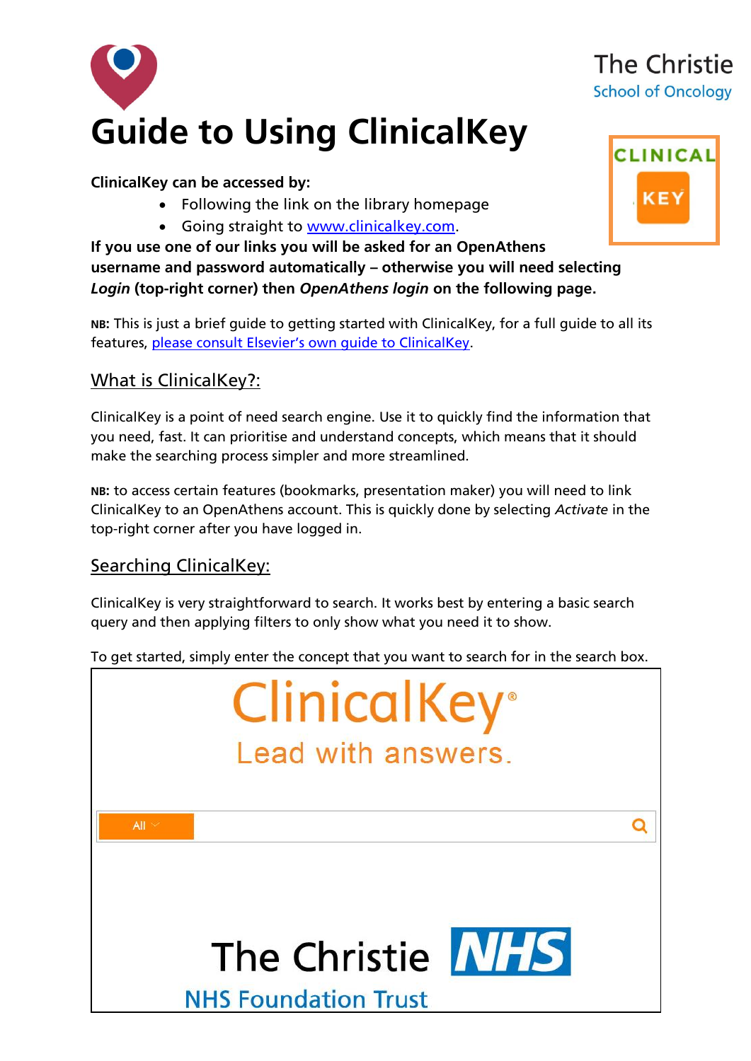# Guide to Using ClinicalKey

**ClinicalKey can be accessed by:**

- Following the link on the library homepage
- Going straight to [www.clinicalkey.com](www.clinicalkey.com).

**If you use one of our links you will be asked for an OpenAthens username and password automatically – otherwise you will need selecting *Login* (top-right corner) then *OpenAthens login* on the following page.**

**NB:** This is just a brief guide to getting started with ClinicalKey, for a full guide to all its features, please consult Elsevier's own guide to ClinicalKey.

## What is ClinicalKey?:

ClinicalKey is a point of need search engine. Use it to quickly find the information that you need, fast. It can prioritise and understand concepts, which means that it should make the searching process simpler and more streamlined.

**NB:** to access certain features (bookmarks, presentation maker) you will need to link ClinicalKey to an OpenAthens account. This is quickly done by selecting *Activate* in the top-right corner after you have logged in.

## Searching ClinicalKey:

ClinicalKey is very straightforward to search. It works best by entering a basic search query and then applying filters to only show what you need it to show.

To get started, simply enter the concept that you want to search for in the search box.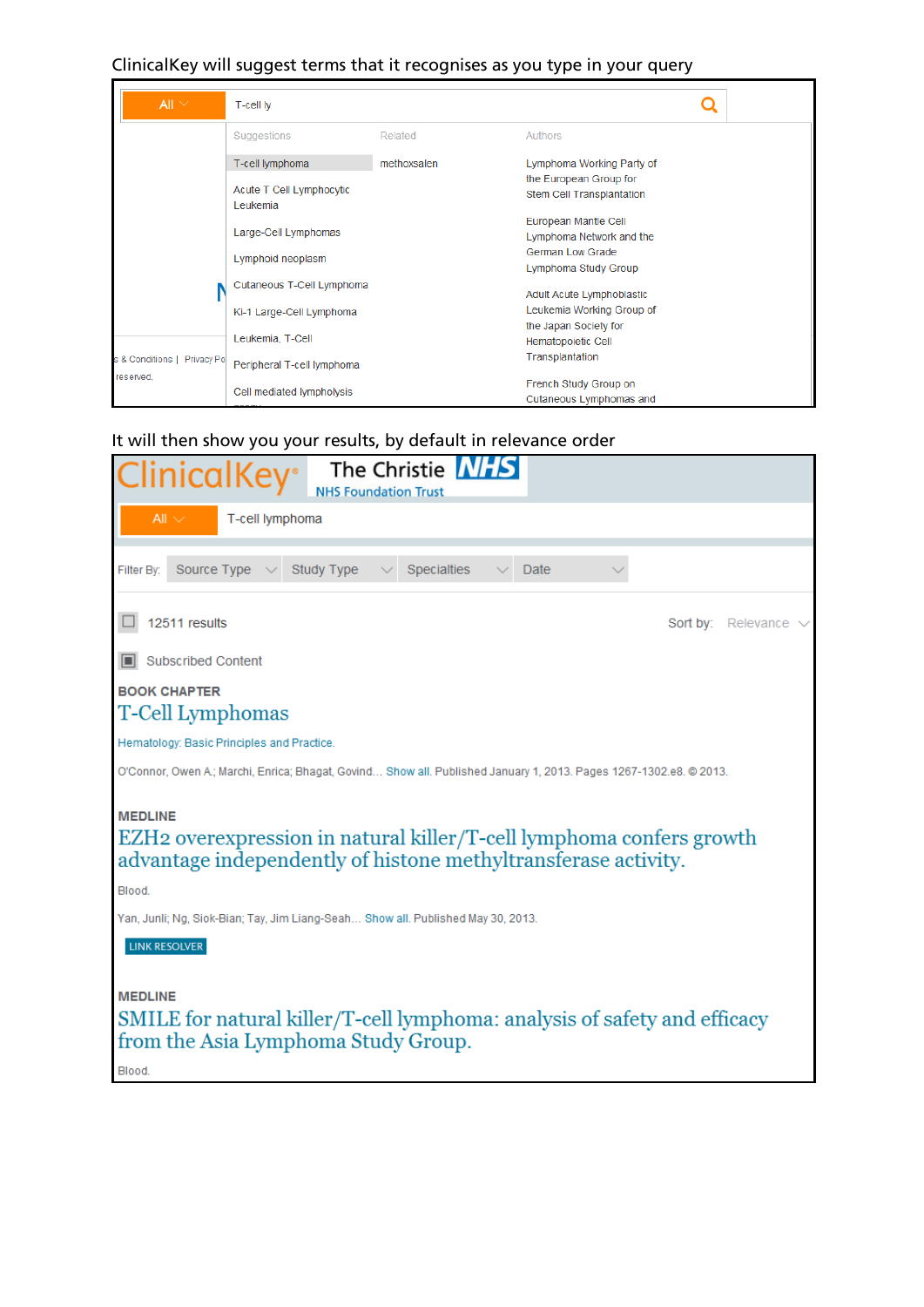ClinicalKey will suggest terms that it recognises as you type in your query

All | T-cell ly

| Suggestions | Related | Authors |
| --- | --- | --- |
| T-cell lymphoma | methoxsalen | Lymphoma Working Party of the European Group for Stem Cell Transplantation |
| Acute T Cell Lymphocytic Leukemia | | European Mantle Cell Lymphoma Network and the German Low Grade Lymphoma Study Group |
| Large-Cell Lymphomas | | Adult Acute Lymphoblastic Leukemia Working Group of the Japan Society for Hematopoietic Cell Transplantation |
| Lymphoid neoplasm | | French Study Group on Cutaneous Lymphomas and |
| Cutaneous T-Cell Lymphoma | | |
| Ki-1 Large-Cell Lymphoma | | |
| Leukemia, T-Cell | | |
| Peripheral T-cell lymphoma | | |
| Cell mediated lympholysis | | |

It will then show you your results, by default in relevance order

ClinicalKey® The Christie NHS Foundation Trust

All | T-cell lymphoma

Filter By: Source Type | Study Type | Specialties | Date

12511 results — Sort by: Relevance

Subscribed Content

**BOOK CHAPTER**

T-Cell Lymphomas

Hematology: Basic Principles and Practice.

O'Connor, Owen A.; Marchi, Enrica; Bhagat, Govind... Show all. Published January 1, 2013. Pages 1267-1302.e8. © 2013.

**MEDLINE**

EZH2 overexpression in natural killer/T-cell lymphoma confers growth advantage independently of histone methyltransferase activity.

Blood.

Yan, Junli; Ng, Siok-Bian; Tay, Jim Liang-Seah... Show all. Published May 30, 2013.

LINK RESOLVER

**MEDLINE**

SMILE for natural killer/T-cell lymphoma: analysis of safety and efficacy from the Asia Lymphoma Study Group.

Blood.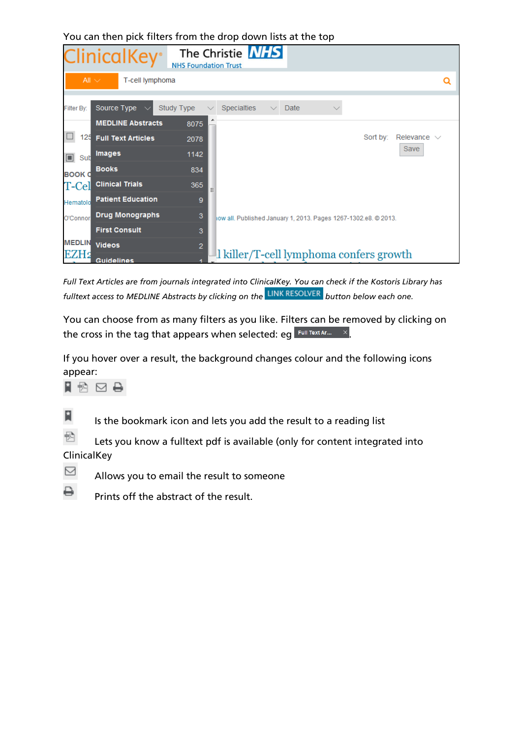You can then pick filters from the drop down lists at the top

*Full Text Articles are from journals integrated into ClinicalKey. You can check if the Kostoris Library has fulltext access to MEDLINE Abstracts by clicking on the* LINK RESOLVER *button below each one.*

You can choose from as many filters as you like. Filters can be removed by clicking on the cross in the tag that appears when selected: eg Full Text Ar... ×.

If you hover over a result, the background changes colour and the following icons appear:

Is the bookmark icon and lets you add the result to a reading list

Lets you know a fulltext pdf is available (only for content integrated into ClinicalKey

Allows you to email the result to someone

Prints off the abstract of the result.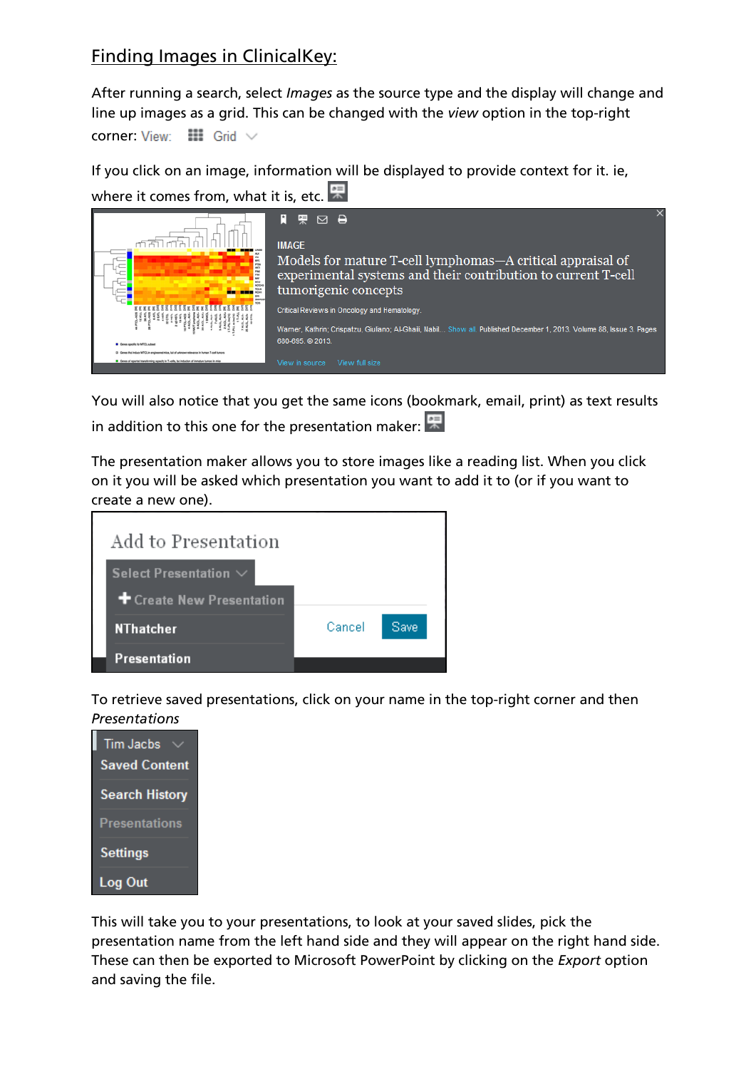## Finding Images in ClinicalKey:

After running a search, select *Images* as the source type and the display will change and line up images as a grid. This can be changed with the *view* option in the top-right corner: View: Grid

If you click on an image, information will be displayed to provide context for it. ie, where it comes from, what it is, etc.

IMAGE

Models for mature T-cell lymphomas—A critical appraisal of experimental systems and their contribution to current T-cell tumorigenic concepts

Critical Reviews in Oncology and Hematology.

Warner, Kathrin; Crispatzu, Giuliano; Al-Ghaili, Nabil... Show all. Published December 1, 2013. Volume 88, Issue 3. Pages 680-695. © 2013.

View in source View full size

You will also notice that you get the same icons (bookmark, email, print) as text results in addition to this one for the presentation maker:

The presentation maker allows you to store images like a reading list. When you click on it you will be asked which presentation you want to add it to (or if you want to create a new one).

Add to Presentation

Select Presentation

Create New Presentation

NThatcher

Presentation

Cancel Save

To retrieve saved presentations, click on your name in the top-right corner and then *Presentations*

Tim Jacbs

Saved Content

Search History

Presentations

Settings

Log Out

This will take you to your presentations, to look at your saved slides, pick the presentation name from the left hand side and they will appear on the right hand side. These can then be exported to Microsoft PowerPoint by clicking on the *Export* option and saving the file.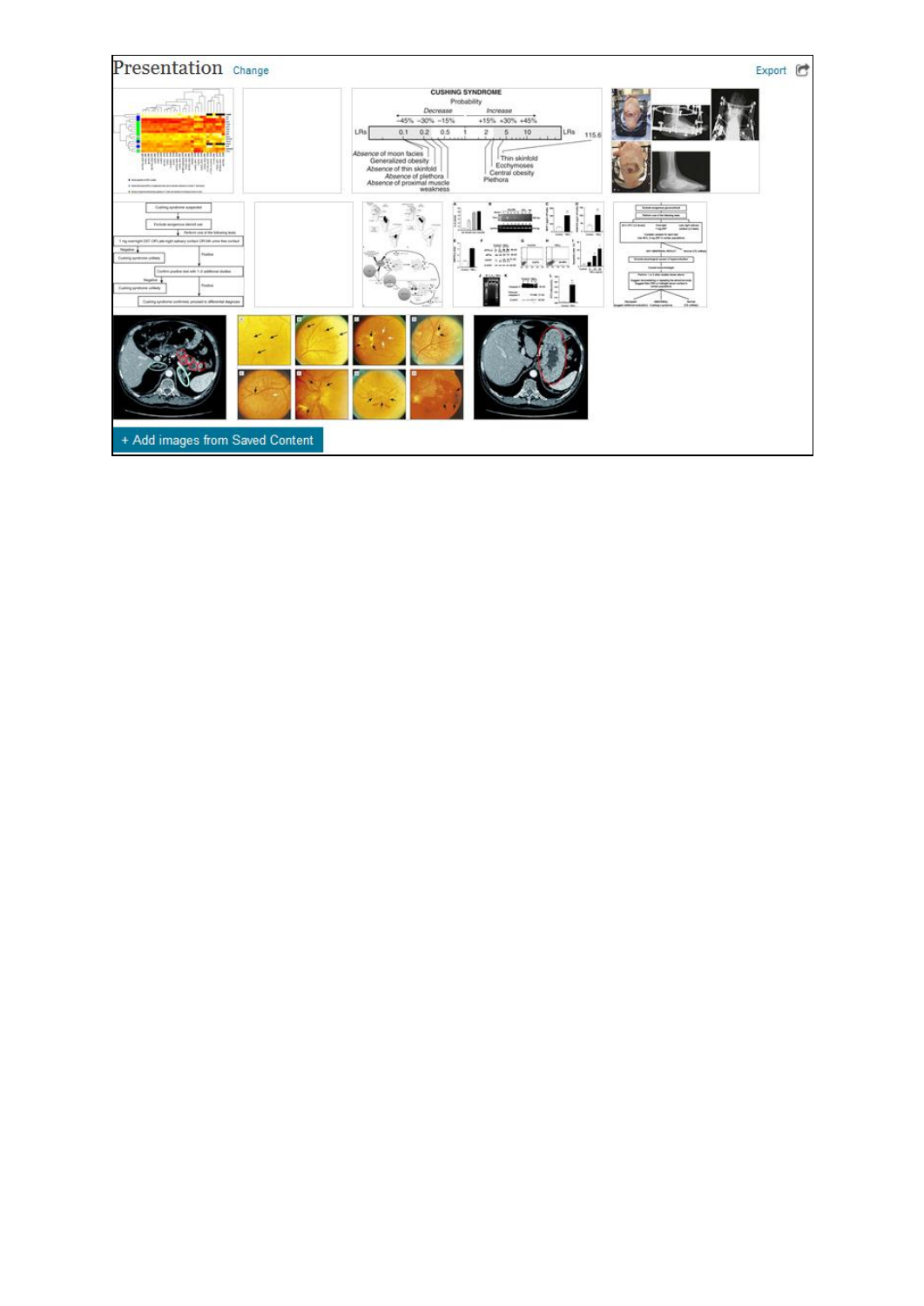# Presentation

Change

Export

CUSHING SYNDROME

Probability

Decrease

Increase

−45% −30% −15%

+15% +30% +45%

LRs 0.1 0.2 0.5 1 2 5 10 LRs

115.6

Absence of moon facies

Generalized obesity

Absence of thin skinfold

Absence of plethora

Absence of proximal muscle weakness

Thin skinfold

Ecchymoses

Central obesity

Plethora

+ Add images from Saved Content